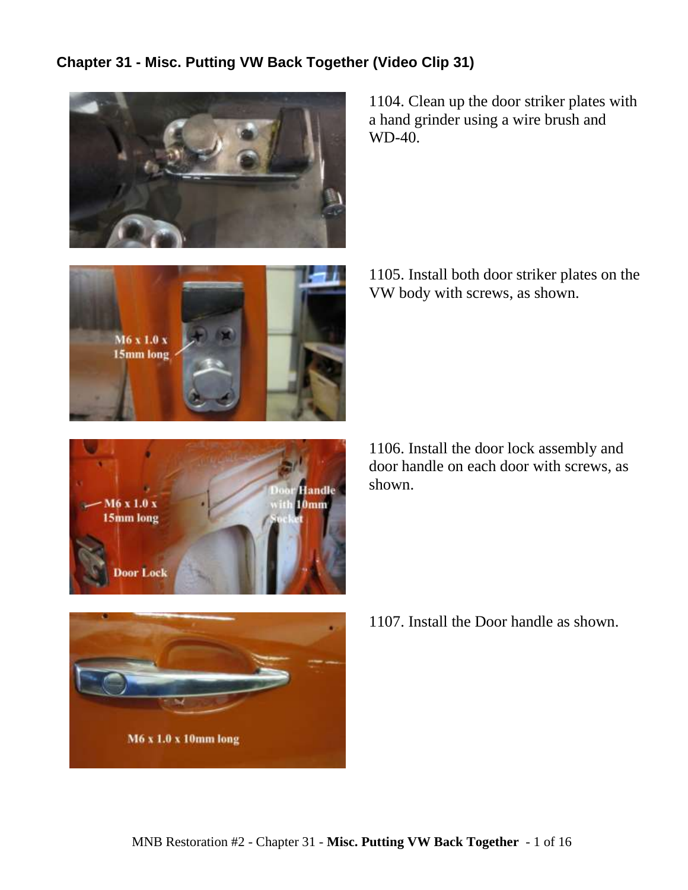## Chapter 31 - Misc. Putting VW Back Together (Video Clip 31)

1104. Clean up the door striker plates with a hand grinder using a wire brush and WD-40.

1105. Install both door striker plates on the VW body with screws, as shown.

1106. Install the door lock assembly and door handle on each door with screws, as shown.

1107. Install the Door handle as shown.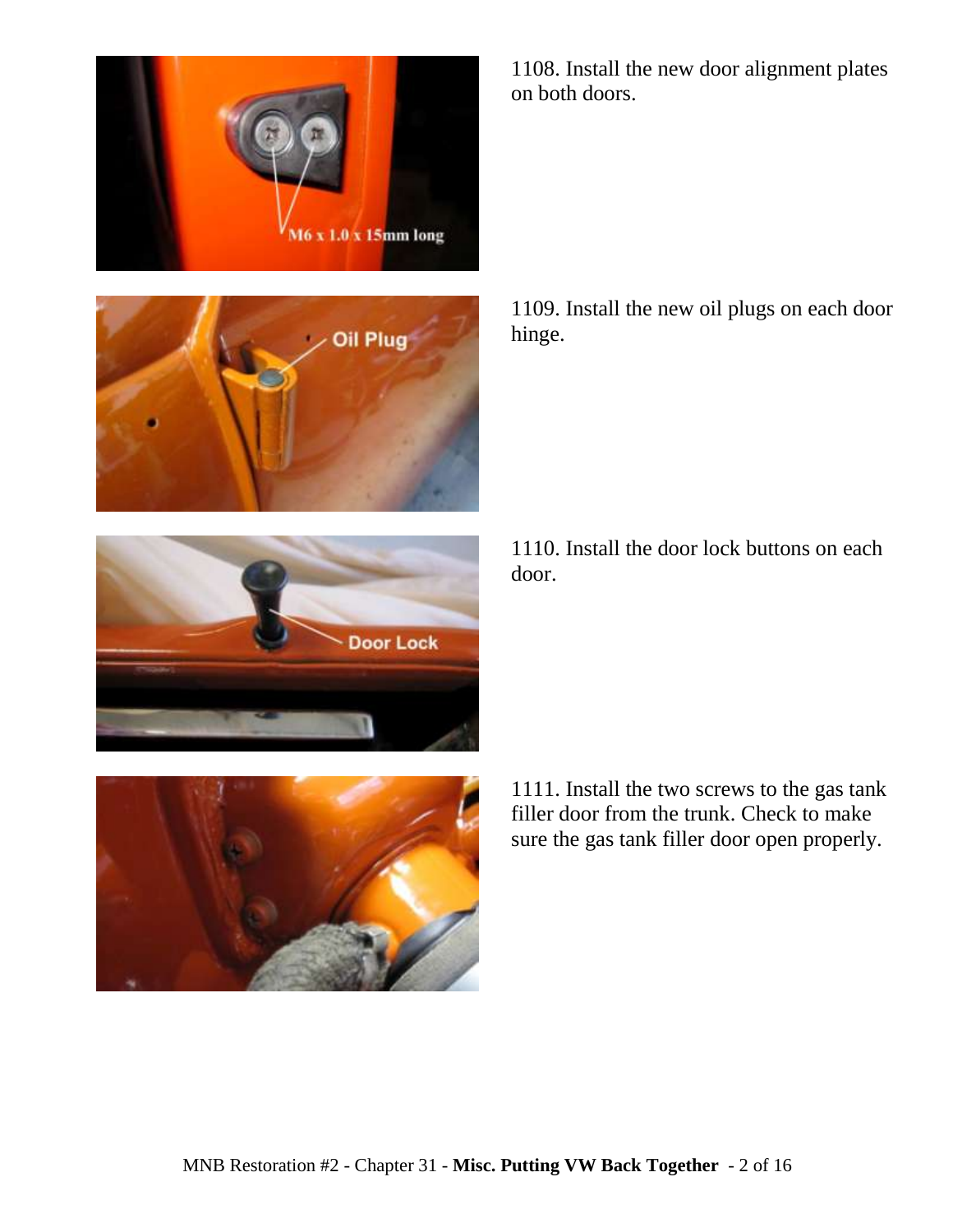1108. Install the new door alignment plates on both doors.

1109. Install the new oil plugs on each door hinge.

1110. Install the door lock buttons on each door.

1111. Install the two screws to the gas tank filler door from the trunk. Check to make sure the gas tank filler door open properly.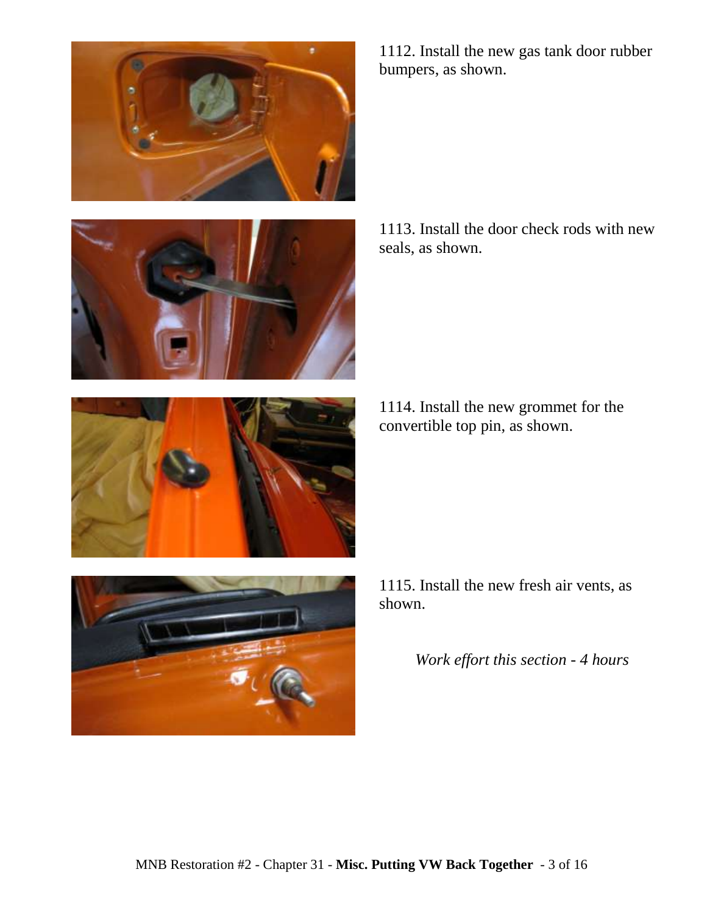1112. Install the new gas tank door rubber bumpers, as shown.

1113. Install the door check rods with new seals, as shown.

1114. Install the new grommet for the convertible top pin, as shown.

1115. Install the new fresh air vents, as shown.

*Work effort this section - 4 hours*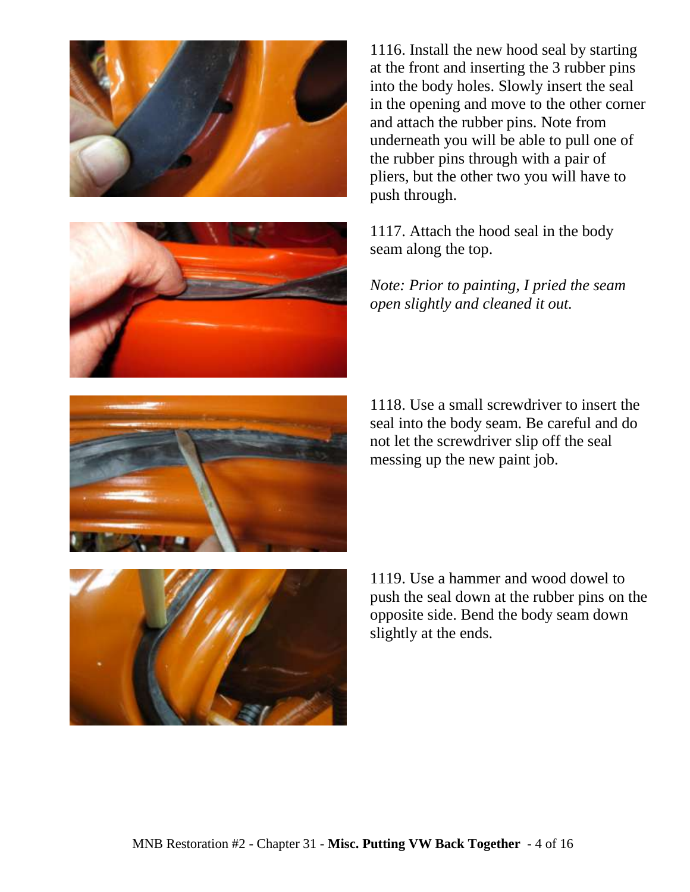1116. Install the new hood seal by starting at the front and inserting the 3 rubber pins into the body holes. Slowly insert the seal in the opening and move to the other corner and attach the rubber pins. Note from underneath you will be able to pull one of the rubber pins through with a pair of pliers, but the other two you will have to push through.

1117. Attach the hood seal in the body seam along the top.

*Note: Prior to painting, I pried the seam open slightly and cleaned it out.*

1118. Use a small screwdriver to insert the seal into the body seam. Be careful and do not let the screwdriver slip off the seal messing up the new paint job.

1119. Use a hammer and wood dowel to push the seal down at the rubber pins on the opposite side. Bend the body seam down slightly at the ends.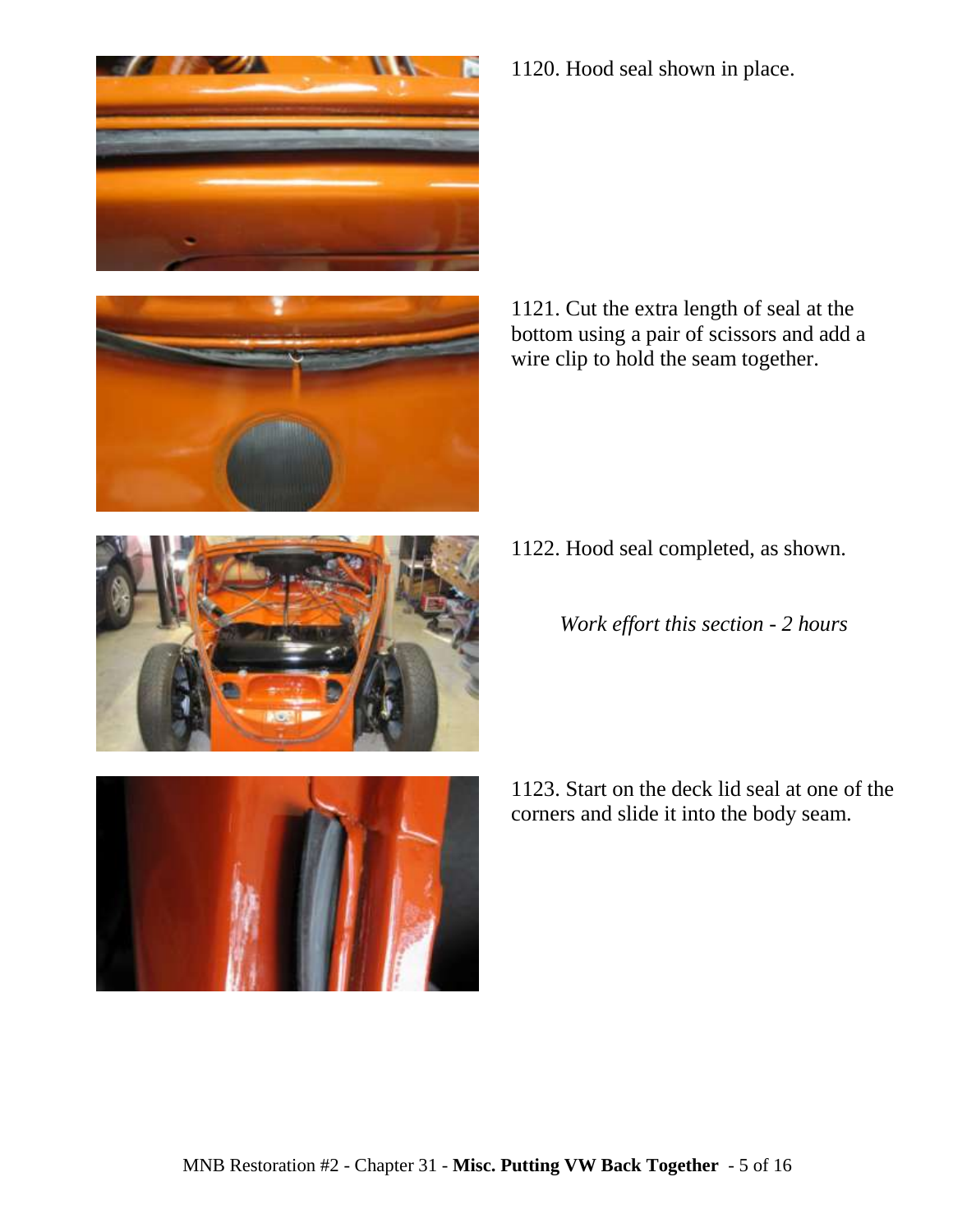1120. Hood seal shown in place.

1121. Cut the extra length of seal at the bottom using a pair of scissors and add a wire clip to hold the seam together.

1122. Hood seal completed, as shown.

*Work effort this section - 2 hours*

1123. Start on the deck lid seal at one of the corners and slide it into the body seam.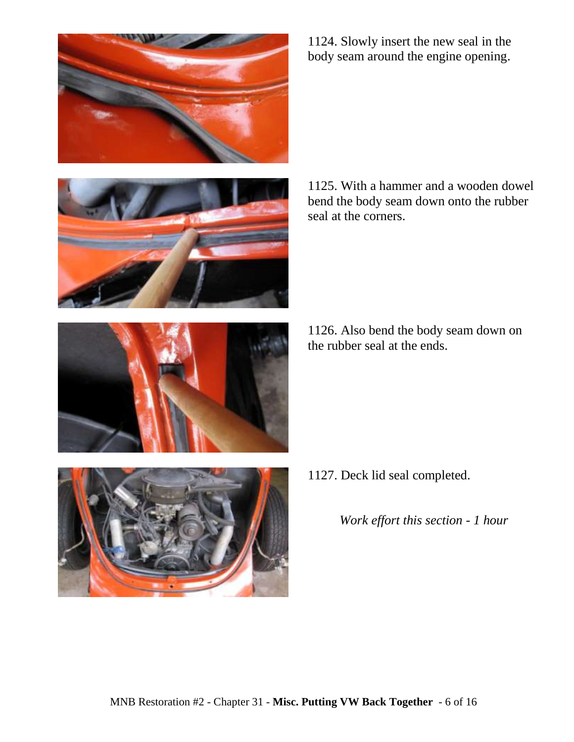1124. Slowly insert the new seal in the body seam around the engine opening.

1125. With a hammer and a wooden dowel bend the body seam down onto the rubber seal at the corners.

1126. Also bend the body seam down on the rubber seal at the ends.

1127. Deck lid seal completed.

*Work effort this section - 1 hour*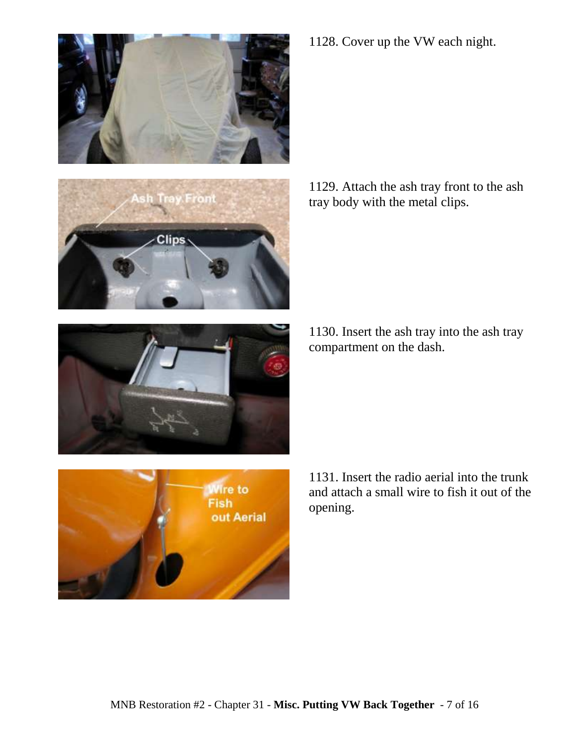1128. Cover up the VW each night.

1129. Attach the ash tray front to the ash tray body with the metal clips.

1130. Insert the ash tray into the ash tray compartment on the dash.

1131. Insert the radio aerial into the trunk and attach a small wire to fish it out of the opening.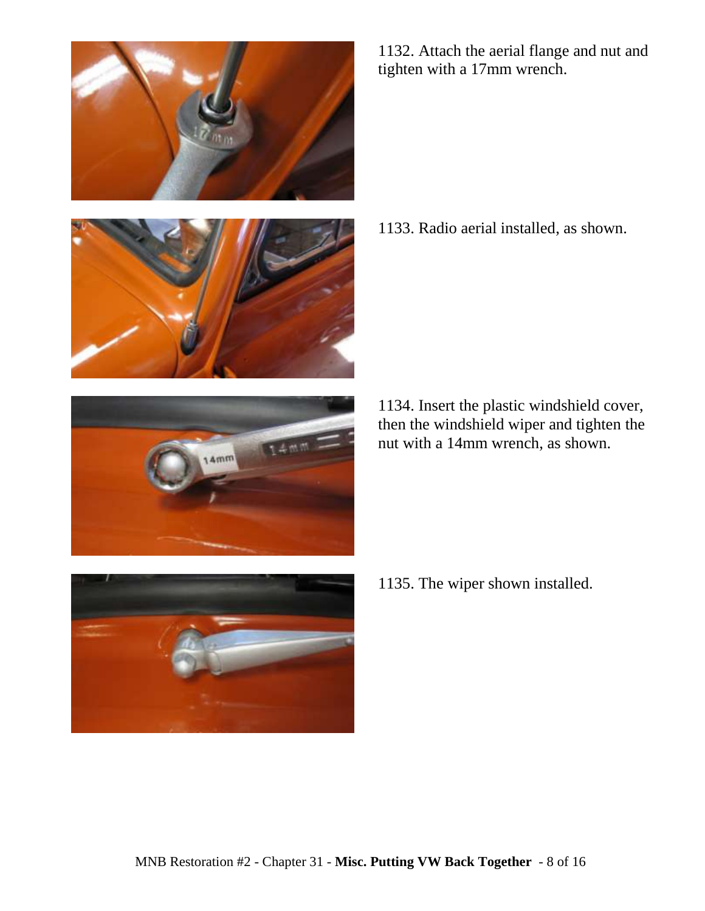1132. Attach the aerial flange and nut and tighten with a 17mm wrench.

1133. Radio aerial installed, as shown.

1134. Insert the plastic windshield cover, then the windshield wiper and tighten the nut with a 14mm wrench, as shown.

1135. The wiper shown installed.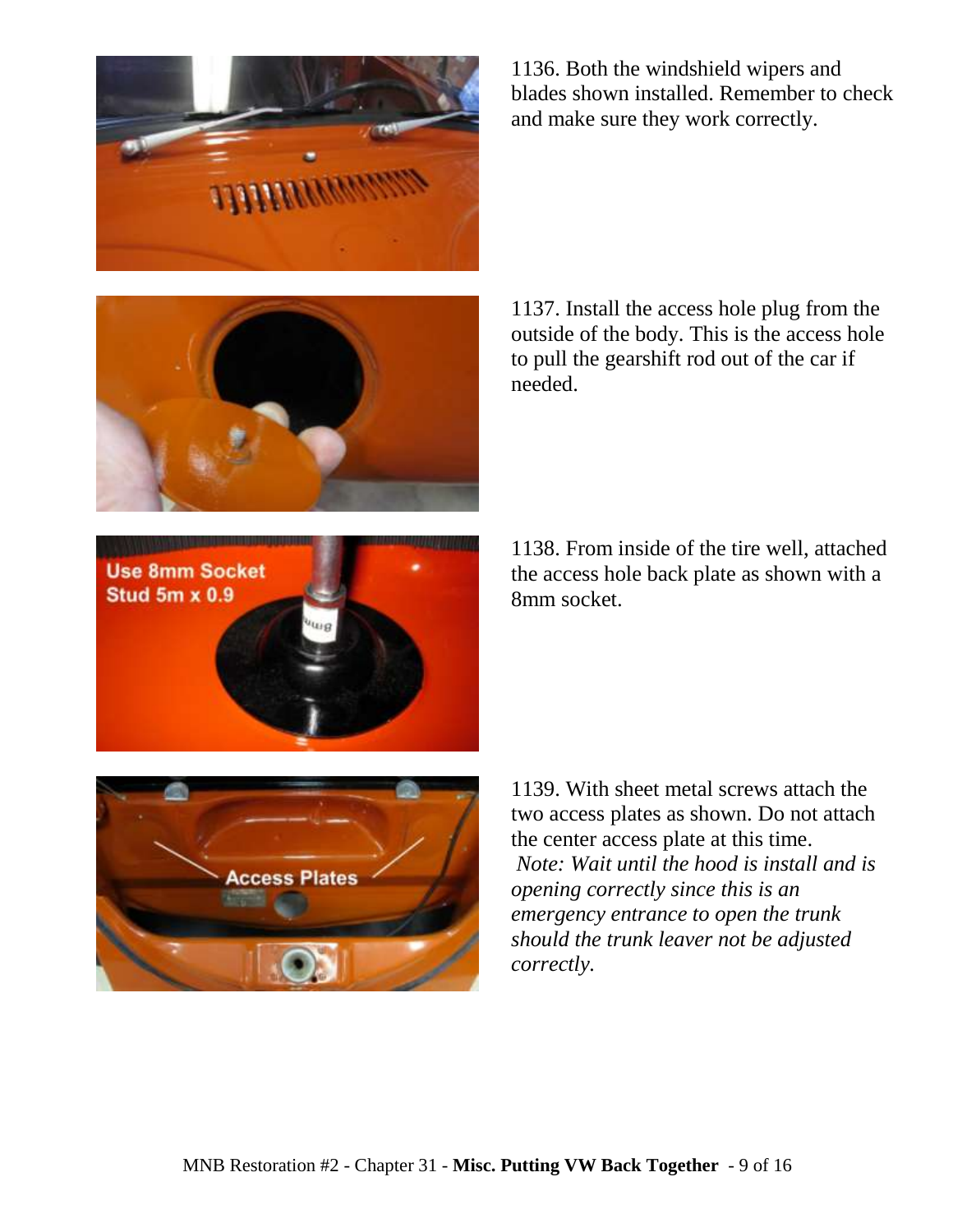1136. Both the windshield wipers and blades shown installed. Remember to check and make sure they work correctly.

1137. Install the access hole plug from the outside of the body. This is the access hole to pull the gearshift rod out of the car if needed.

1138. From inside of the tire well, attached the access hole back plate as shown with a 8mm socket.

1139. With sheet metal screws attach the two access plates as shown. Do not attach the center access plate at this time.
*Note: Wait until the hood is install and is opening correctly since this is an emergency entrance to open the trunk should the trunk leaver not be adjusted correctly.*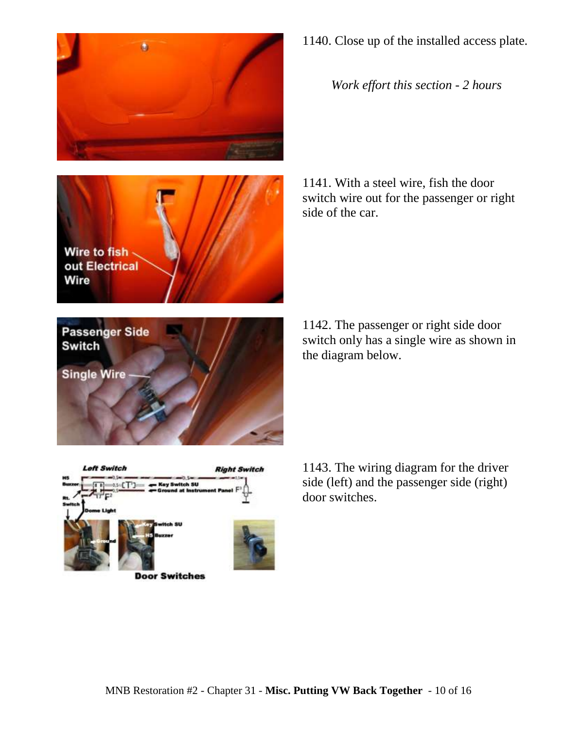1140. Close up of the installed access plate.

*Work effort this section - 2 hours*

1141. With a steel wire, fish the door switch wire out for the passenger or right side of the car.

1142. The passenger or right side door switch only has a single wire as shown in the diagram below.

1143. The wiring diagram for the driver side (left) and the passenger side (right) door switches.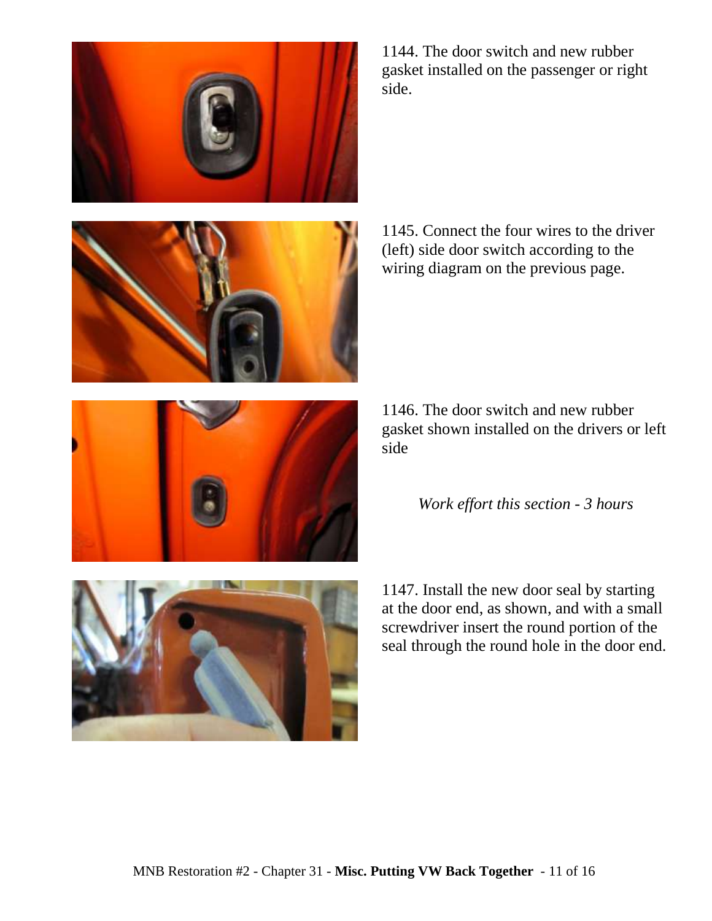1144. The door switch and new rubber gasket installed on the passenger or right side.

1145. Connect the four wires to the driver (left) side door switch according to the wiring diagram on the previous page.

1146. The door switch and new rubber gasket shown installed on the drivers or left side

*Work effort this section - 3 hours*

1147. Install the new door seal by starting at the door end, as shown, and with a small screwdriver insert the round portion of the seal through the round hole in the door end.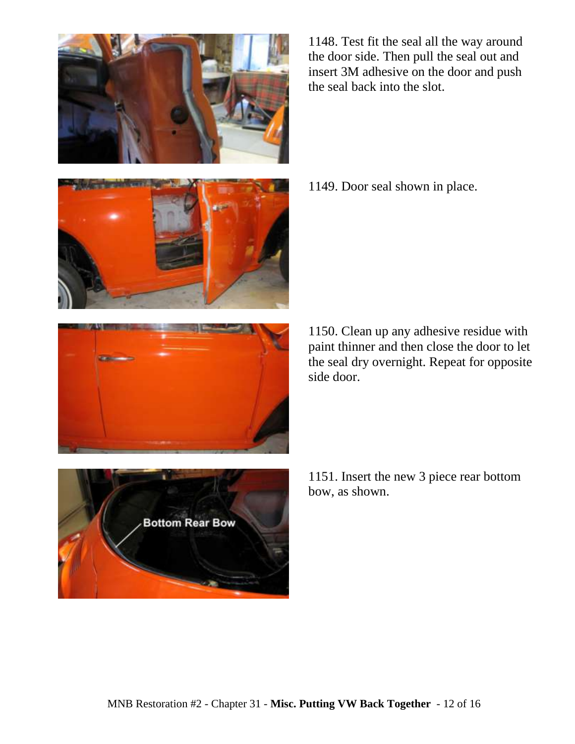1148. Test fit the seal all the way around the door side. Then pull the seal out and insert 3M adhesive on the door and push the seal back into the slot.

1149. Door seal shown in place.

1150. Clean up any adhesive residue with paint thinner and then close the door to let the seal dry overnight. Repeat for opposite side door.

1151. Insert the new 3 piece rear bottom bow, as shown.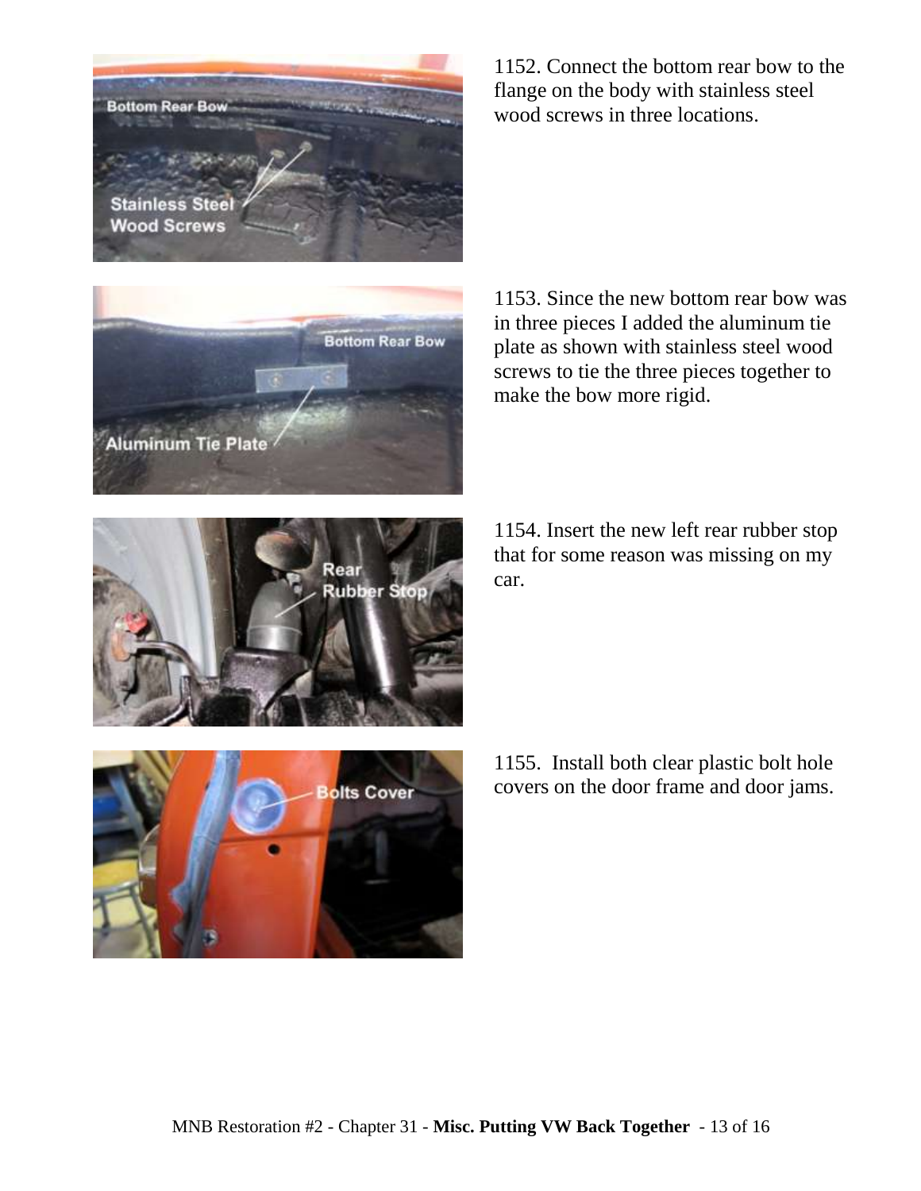1152. Connect the bottom rear bow to the flange on the body with stainless steel wood screws in three locations.

1153. Since the new bottom rear bow was in three pieces I added the aluminum tie plate as shown with stainless steel wood screws to tie the three pieces together to make the bow more rigid.

1154. Insert the new left rear rubber stop that for some reason was missing on my car.

1155. Install both clear plastic bolt hole covers on the door frame and door jams.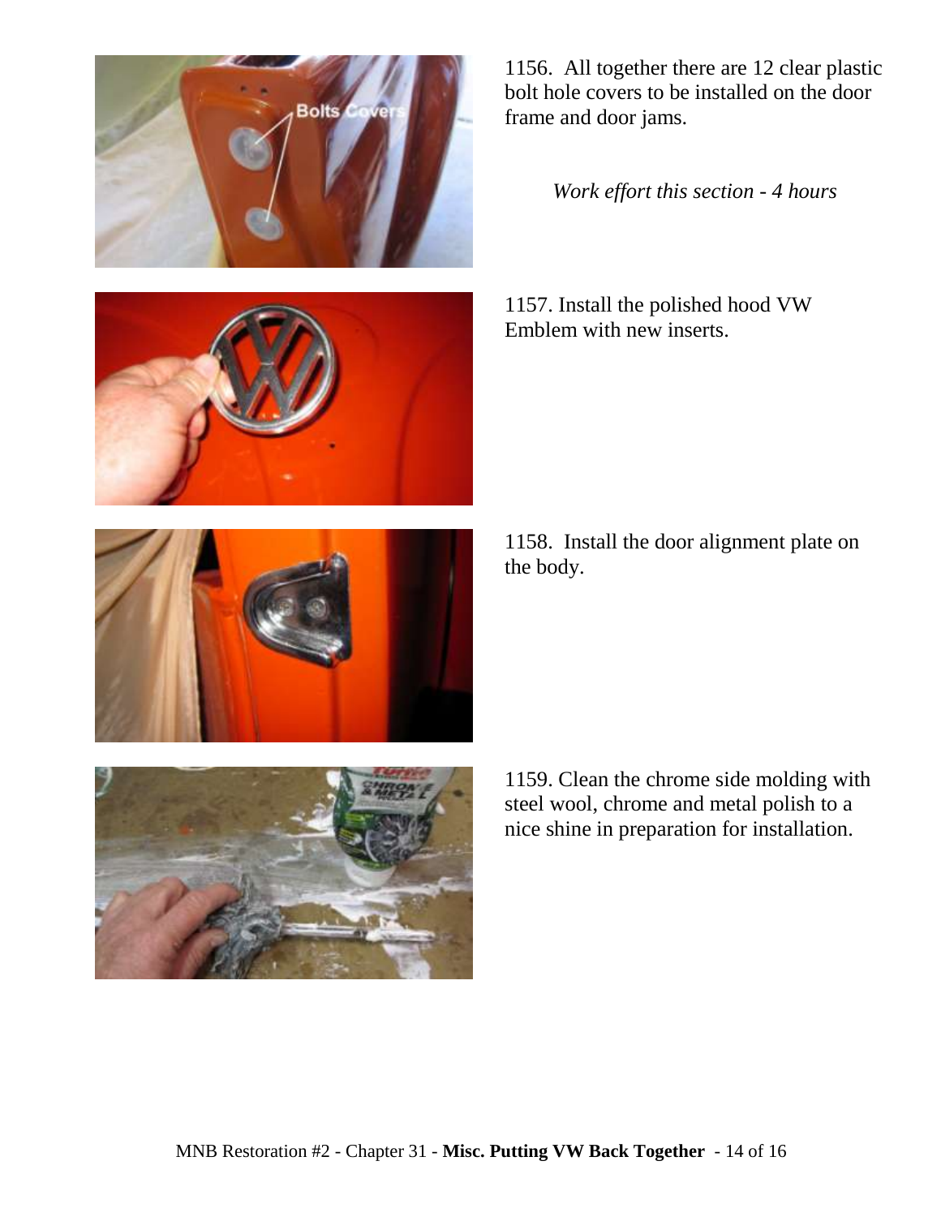1156. All together there are 12 clear plastic bolt hole covers to be installed on the door frame and door jams.

*Work effort this section - 4 hours*

1157. Install the polished hood VW Emblem with new inserts.

1158. Install the door alignment plate on the body.

1159. Clean the chrome side molding with steel wool, chrome and metal polish to a nice shine in preparation for installation.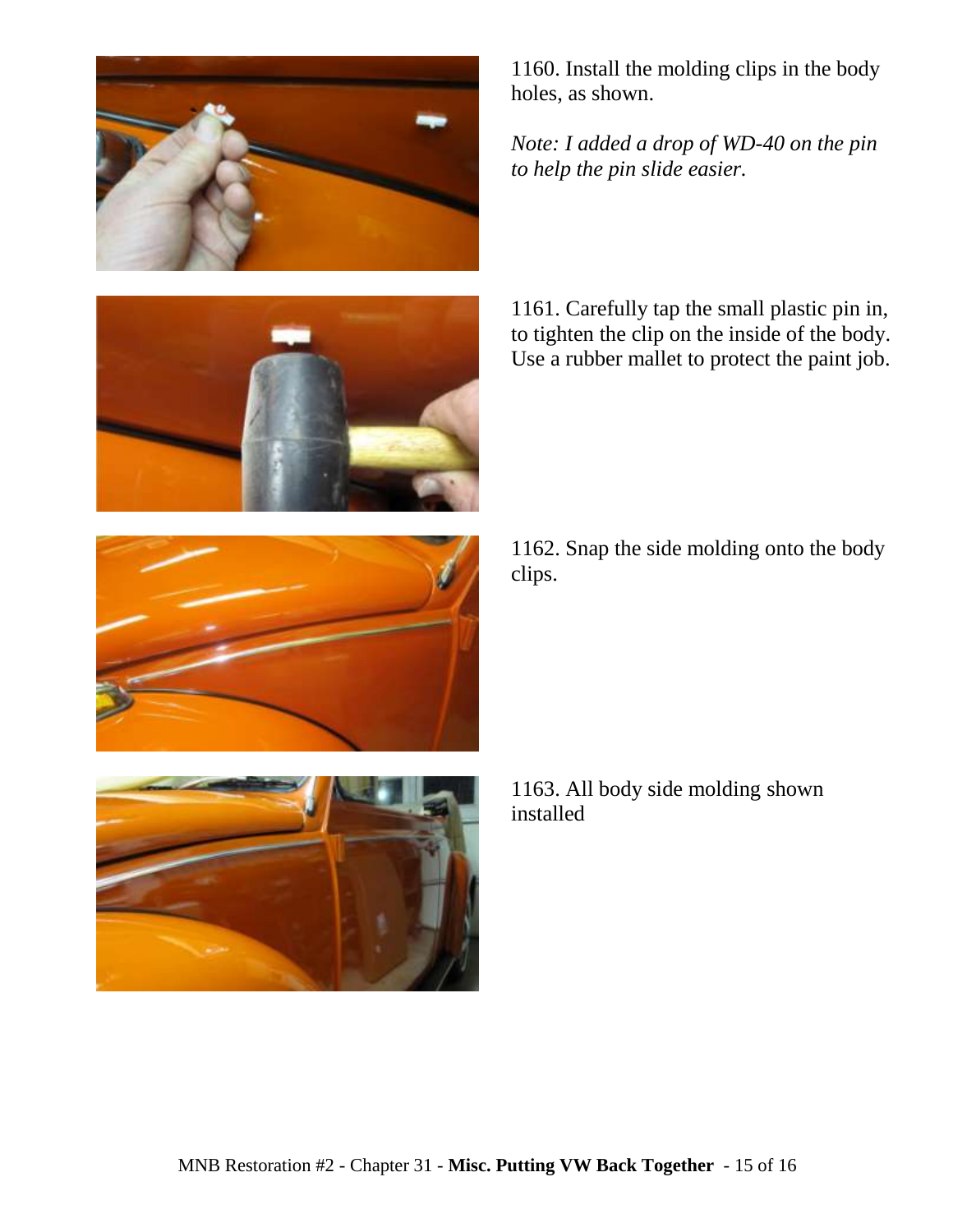1160. Install the molding clips in the body holes, as shown.

*Note: I added a drop of WD-40 on the pin to help the pin slide easier.*

1161. Carefully tap the small plastic pin in, to tighten the clip on the inside of the body. Use a rubber mallet to protect the paint job.

1162. Snap the side molding onto the body clips.

1163. All body side molding shown installed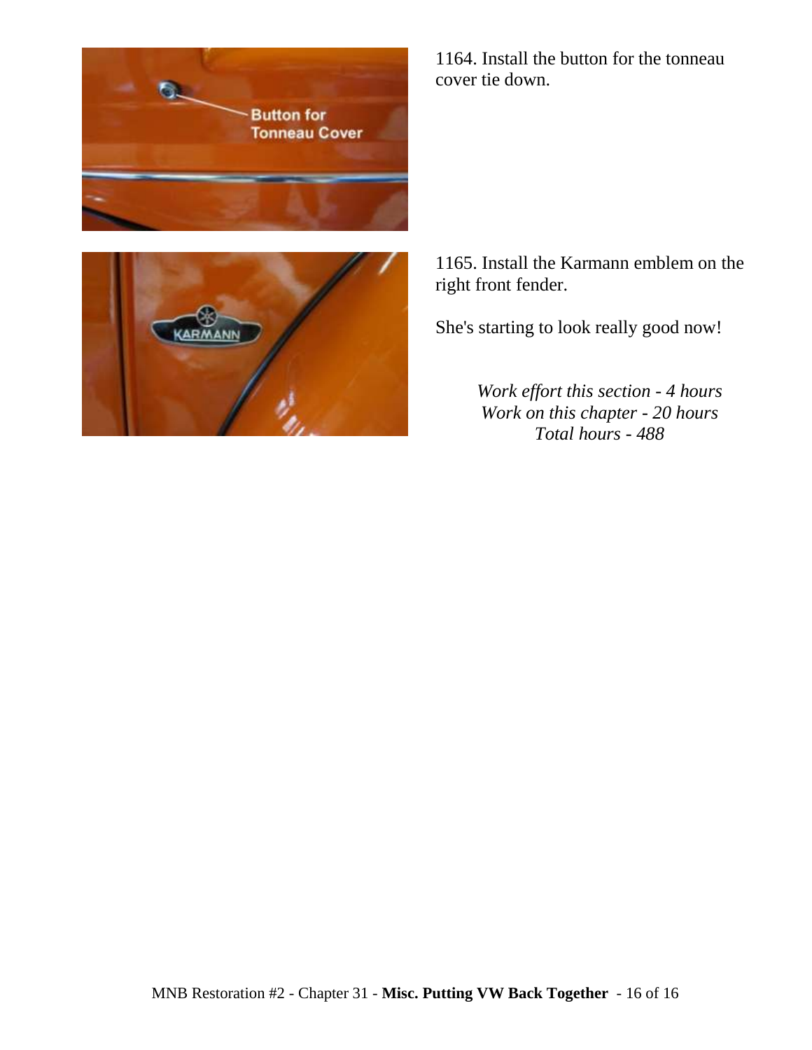1164. Install the button for the tonneau cover tie down.

1165. Install the Karmann emblem on the right front fender.

She's starting to look really good now!

*Work effort this section - 4 hours*
*Work on this chapter - 20 hours*
*Total hours - 488*